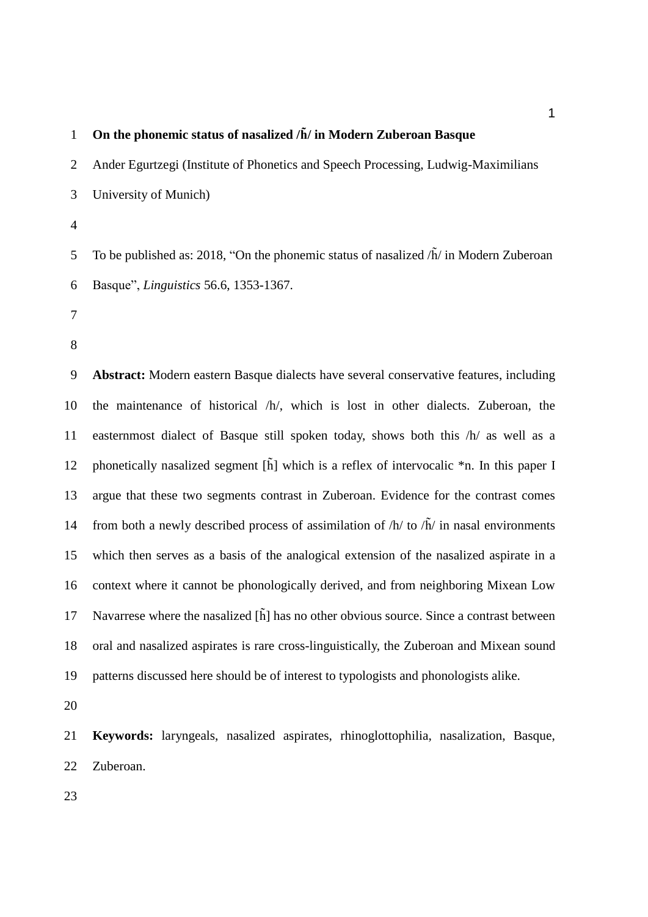# On the phonemic status of nasalized /h̃/ in Modern Zuberoan Basque

Ander Egurtzegi (Institute of Phonetics and Speech Processing, Ludwig-Maximilians University of Munich)

To be published as: 2018, "On the phonemic status of nasalized /h̃/ in Modern Zuberoan Basque", *Linguistics* 56.6, 1353-1367.

**Abstract:** Modern eastern Basque dialects have several conservative features, including the maintenance of historical /h/, which is lost in other dialects. Zuberoan, the easternmost dialect of Basque still spoken today, shows both this /h/ as well as a phonetically nasalized segment [h̃] which is a reflex of intervocalic *n. In this paper I argue that these two segments contrast in Zuberoan. Evidence for the contrast comes from both a newly described process of assimilation of /h/ to /h̃/ in nasal environments which then serves as a basis of the analogical extension of the nasalized aspirate in a context where it cannot be phonologically derived, and from neighboring Mixean Low Navarrese where the nasalized [h̃] has no other obvious source. Since a contrast between oral and nasalized aspirates is rare cross-linguistically, the Zuberoan and Mixean sound patterns discussed here should be of interest to typologists and phonologists alike.

**Keywords:** laryngeals, nasalized aspirates, rhinoglottophilia, nasalization, Basque, Zuberoan.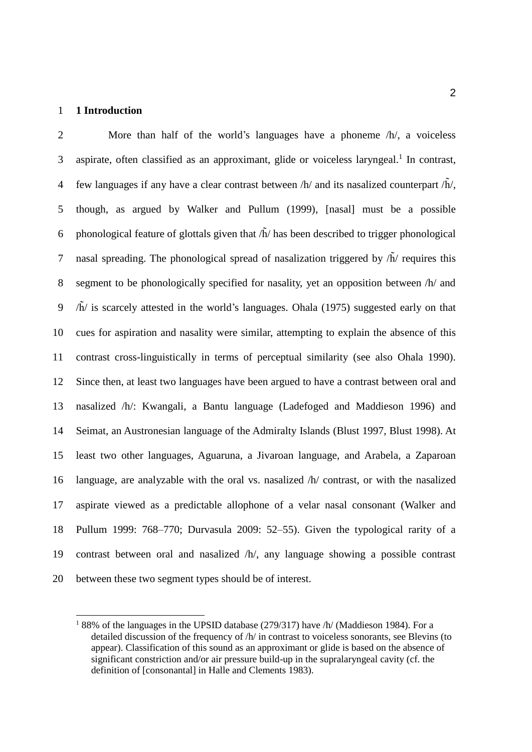## 1 Introduction

More than half of the world's languages have a phoneme /h/, a voiceless aspirate, often classified as an approximant, glide or voiceless laryngeal.[1] In contrast, few languages if any have a clear contrast between /h/ and its nasalized counterpart /h̃/, though, as argued by Walker and Pullum (1999), [nasal] must be a possible phonological feature of glottals given that /h̃/ has been described to trigger phonological nasal spreading. The phonological spread of nasalization triggered by /h̃/ requires this segment to be phonologically specified for nasality, yet an opposition between /h/ and /h̃/ is scarcely attested in the world's languages. Ohala (1975) suggested early on that cues for aspiration and nasality were similar, attempting to explain the absence of this contrast cross-linguistically in terms of perceptual similarity (see also Ohala 1990). Since then, at least two languages have been argued to have a contrast between oral and nasalized /h/: Kwangali, a Bantu language (Ladefoged and Maddieson 1996) and Seimat, an Austronesian language of the Admiralty Islands (Blust 1997, Blust 1998). At least two other languages, Aguaruna, a Jivaroan language, and Arabela, a Zaparoan language, are analyzable with the oral vs. nasalized /h/ contrast, or with the nasalized aspirate viewed as a predictable allophone of a velar nasal consonant (Walker and Pullum 1999: 768–770; Durvasula 2009: 52–55). Given the typological rarity of a contrast between oral and nasalized /h/, any language showing a possible contrast between these two segment types should be of interest.

[1] 88% of the languages in the UPSID database (279/317) have /h/ (Maddieson 1984). For a detailed discussion of the frequency of /h/ in contrast to voiceless sonorants, see Blevins (to appear). Classification of this sound as an approximant or glide is based on the absence of significant constriction and/or air pressure build-up in the supralaryngeal cavity (cf. the definition of [consonantal] in Halle and Clements 1983).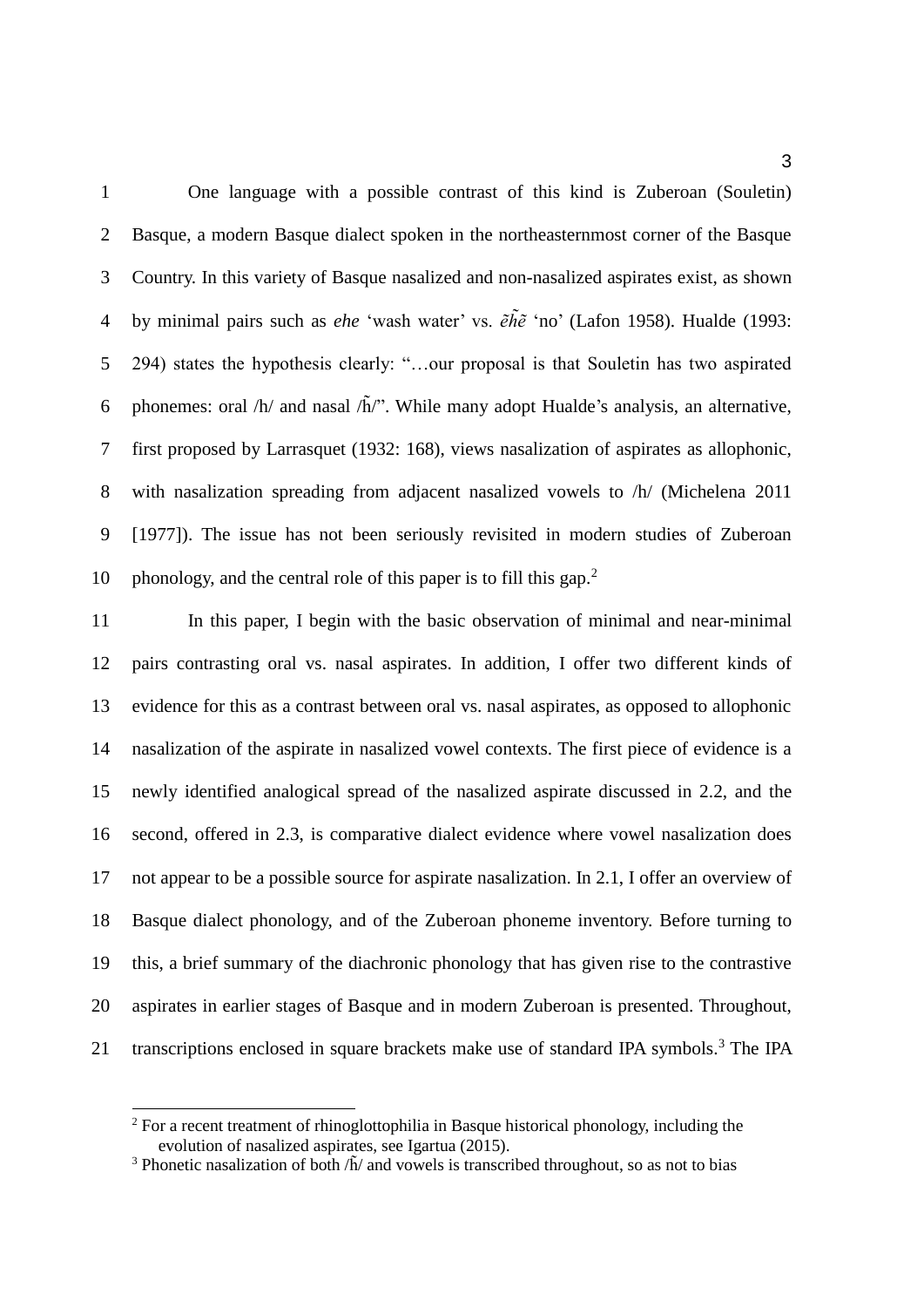One language with a possible contrast of this kind is Zuberoan (Souletin) Basque, a modern Basque dialect spoken in the northeasternmost corner of the Basque Country. In this variety of Basque nasalized and non-nasalized aspirates exist, as shown by minimal pairs such as *ehe* 'wash water' vs. *ẽh̃ẽ* 'no' (Lafon 1958). Hualde (1993: 294) states the hypothesis clearly: "…our proposal is that Souletin has two aspirated phonemes: oral /h/ and nasal /h̃/". While many adopt Hualde's analysis, an alternative, first proposed by Larrasquet (1932: 168), views nasalization of aspirates as allophonic, with nasalization spreading from adjacent nasalized vowels to /h/ (Michelena 2011 [1977]). The issue has not been seriously revisited in modern studies of Zuberoan phonology, and the central role of this paper is to fill this gap.[2]

In this paper, I begin with the basic observation of minimal and near-minimal pairs contrasting oral vs. nasal aspirates. In addition, I offer two different kinds of evidence for this as a contrast between oral vs. nasal aspirates, as opposed to allophonic nasalization of the aspirate in nasalized vowel contexts. The first piece of evidence is a newly identified analogical spread of the nasalized aspirate discussed in 2.2, and the second, offered in 2.3, is comparative dialect evidence where vowel nasalization does not appear to be a possible source for aspirate nasalization. In 2.1, I offer an overview of Basque dialect phonology, and of the Zuberoan phoneme inventory. Before turning to this, a brief summary of the diachronic phonology that has given rise to the contrastive aspirates in earlier stages of Basque and in modern Zuberoan is presented. Throughout, transcriptions enclosed in square brackets make use of standard IPA symbols.[3] The IPA

[2] For a recent treatment of rhinoglottophilia in Basque historical phonology, including the evolution of nasalized aspirates, see Igartua (2015).

[3] Phonetic nasalization of both /h̃/ and vowels is transcribed throughout, so as not to bias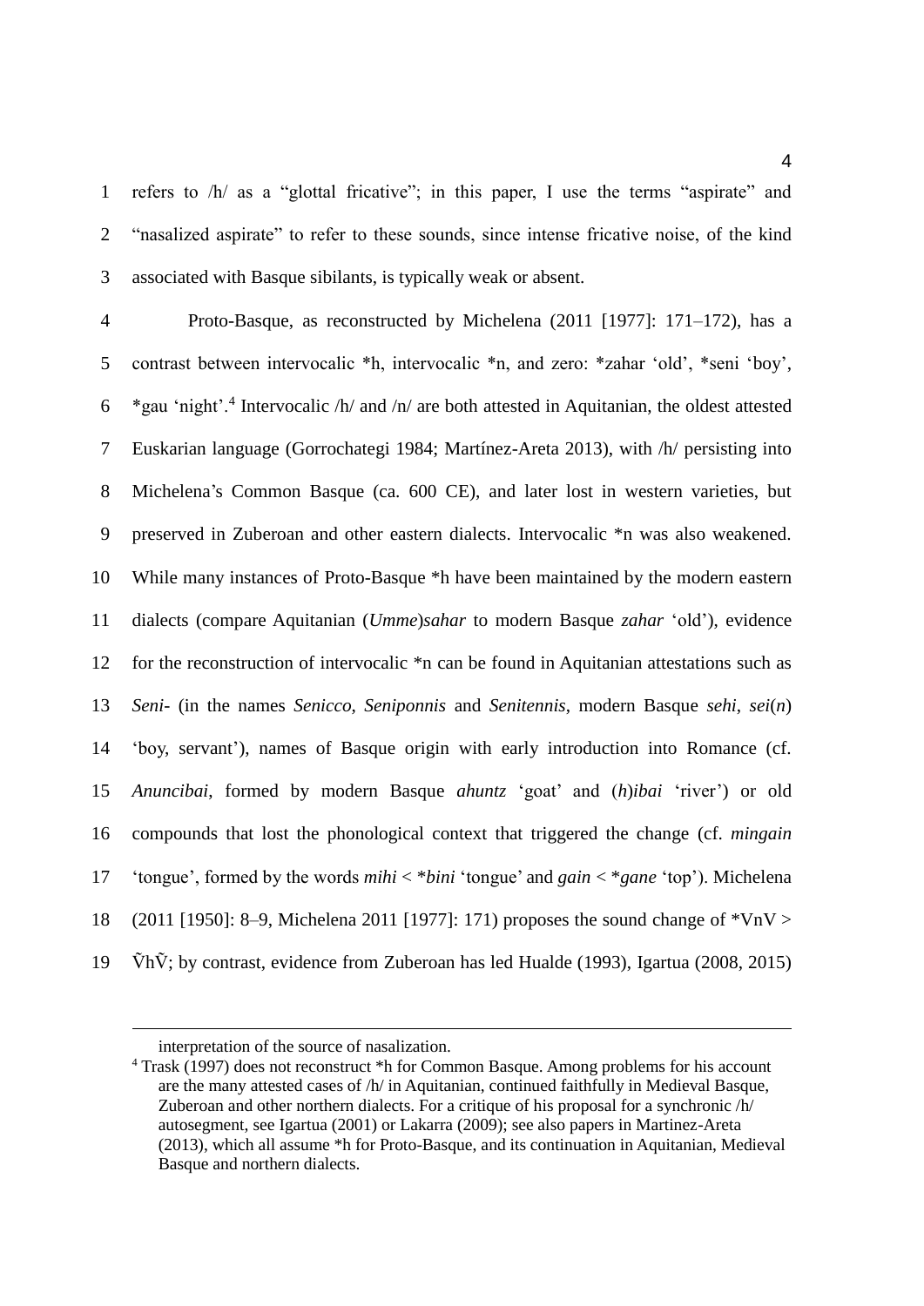refers to /h/ as a "glottal fricative"; in this paper, I use the terms "aspirate" and "nasalized aspirate" to refer to these sounds, since intense fricative noise, of the kind associated with Basque sibilants, is typically weak or absent.

Proto-Basque, as reconstructed by Michelena (2011 [1977]: 171–172), has a contrast between intervocalic *h, intervocalic *n, and zero: *zahar 'old', *seni 'boy', *gau 'night'.[4] Intervocalic /h/ and /n/ are both attested in Aquitanian, the oldest attested Euskarian language (Gorrochategi 1984; Martínez-Areta 2013), with /h/ persisting into Michelena's Common Basque (ca. 600 CE), and later lost in western varieties, but preserved in Zuberoan and other eastern dialects. Intervocalic *n was also weakened. While many instances of Proto-Basque *h have been maintained by the modern eastern dialects (compare Aquitanian (*Umme*)*sahar* to modern Basque *zahar* 'old'), evidence for the reconstruction of intervocalic *n can be found in Aquitanian attestations such as *Seni-* (in the names *Senicco*, *Seniponnis* and *Senitennis*, modern Basque *sehi*, *sei*(*n*) 'boy, servant'), names of Basque origin with early introduction into Romance (cf. *Anuncibai*, formed by modern Basque *ahuntz* 'goat' and (*h*)*ibai* 'river') or old compounds that lost the phonological context that triggered the change (cf. *mingain* 'tongue', formed by the words *mihi* < **bini* 'tongue' and *gain* < **gane* 'top'). Michelena (2011 [1950]: 8–9, Michelena 2011 [1977]: 171) proposes the sound change of *VnV > ṼhṼ; by contrast, evidence from Zuberoan has led Hualde (1993), Igartua (2008, 2015)

---

interpretation of the source of nasalization.

[4] Trask (1997) does not reconstruct *h for Common Basque. Among problems for his account are the many attested cases of /h/ in Aquitanian, continued faithfully in Medieval Basque, Zuberoan and other northern dialects. For a critique of his proposal for a synchronic /h/ autosegment, see Igartua (2001) or Lakarra (2009); see also papers in Martinez-Areta (2013), which all assume *h for Proto-Basque, and its continuation in Aquitanian, Medieval Basque and northern dialects.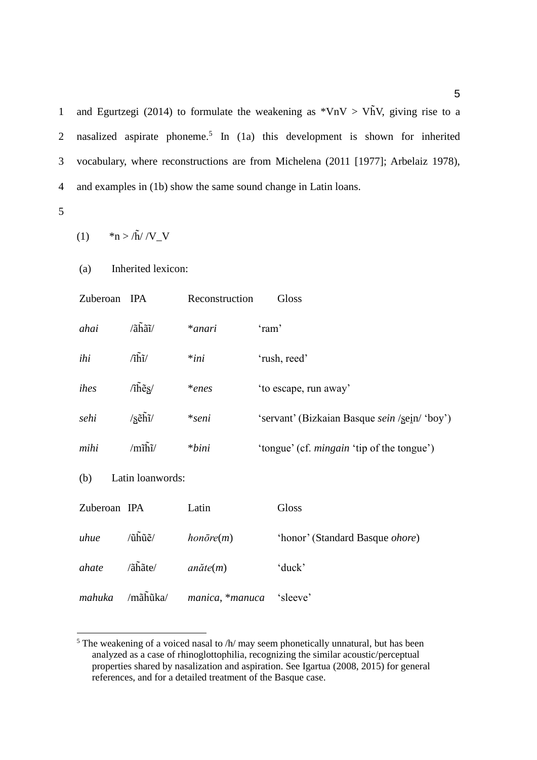and Egurtzegi (2014) to formulate the weakening as *VnV > Vh̃V, giving rise to a nasalized aspirate phoneme.[5] In (1a) this development is shown for inherited vocabulary, where reconstructions are from Michelena (2011 [1977]; Arbelaiz 1978), and examples in (1b) show the same sound change in Latin loans.

(1) *n > /h̃/ /V_V

(a) Inherited lexicon:

| Zuberoan | IPA | Reconstruction | Gloss |
|---|---|---|---|
| *ahai* | /ãh̃ãĩ/ | **anari* | 'ram' |
| *ihi* | /ĩh̃ĩ/ | **ini* | 'rush, reed' |
| *ihes* | /ĩh̃ẽs̺/ | **enes* | 'to escape, run away' |
| *sehi* | /s̺ẽh̃ĩ/ | **seni* | 'servant' (Bizkaian Basque *sein* /s̺ei̯n/ 'boy') |
| *mihi* | /mĩh̃ĩ/ | **bini* | 'tongue' (cf. *mingain* 'tip of the tongue') |

(b) Latin loanwords:

| Zuberoan | IPA | Latin | Gloss |
|---|---|---|---|
| *uhue* | /ũh̃ũẽ/ | *honōre*(*m*) | 'honor' (Standard Basque *ohore*) |
| *ahate* | /ãh̃ãte/ | *anăte*(*m*) | 'duck' |
| *mahuka* | /mãh̃ũka/ | *manica*, **manuca* | 'sleeve' |

[5] The weakening of a voiced nasal to /h/ may seem phonetically unnatural, but has been analyzed as a case of rhinoglottophilia, recognizing the similar acoustic/perceptual properties shared by nasalization and aspiration. See Igartua (2008, 2015) for general references, and for a detailed treatment of the Basque case.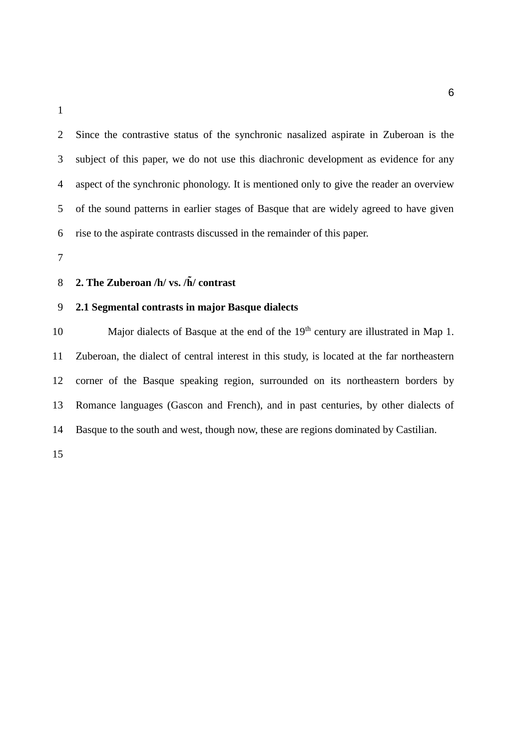Since the contrastive status of the synchronic nasalized aspirate in Zuberoan is the subject of this paper, we do not use this diachronic development as evidence for any aspect of the synchronic phonology. It is mentioned only to give the reader an overview of the sound patterns in earlier stages of Basque that are widely agreed to have given rise to the aspirate contrasts discussed in the remainder of this paper.

## 2. The Zuberoan /h/ vs. /h̃/ contrast

### 2.1 Segmental contrasts in major Basque dialects

Major dialects of Basque at the end of the $19^{th}$ century are illustrated in Map 1. Zuberoan, the dialect of central interest in this study, is located at the far northeastern corner of the Basque speaking region, surrounded on its northeastern borders by Romance languages (Gascon and French), and in past centuries, by other dialects of Basque to the south and west, though now, these are regions dominated by Castilian.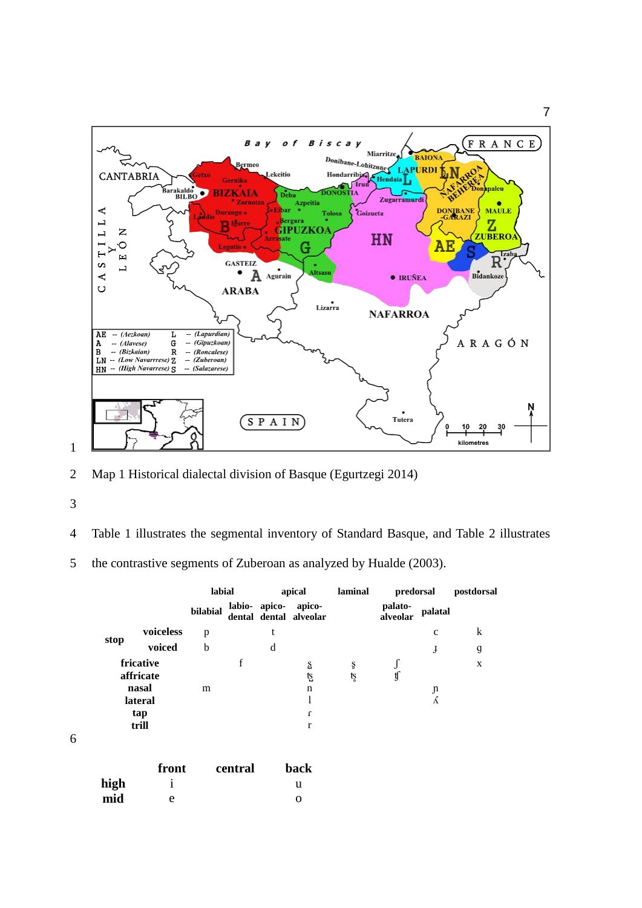Map 1 Historical dialectal division of Basque (Egurtzegi 2014)

Table 1 illustrates the segmental inventory of Standard Basque, and Table 2 illustrates the contrastive segments of Zuberoan as analyzed by Hualde (2003).

| | | labial | | apical | | | laminal | predorsal | | postdorsal |
|---|---|---|---|---|---|---|---|---|---|---|
| | | bilabial | labio-dental | apico-dental | apico-alveolar | | | palato-alveolar | palatal | |
| stop | voiceless | p | | t | | | | | c | k |
| | voiced | b | | d | | | | | ɟ | g |
| fricative | | | f | | s̺ | | s̻ | ʃ | | x |
| affricate | | | | | ts̺ | | ts̻ | ʧ | | |
| nasal | | m | | | n | | | | ɲ | |
| lateral | | | | | l | | | | ʎ | |
| tap | | | | | ɾ | | | | | |
| trill | | | | | r | | | | | |

| | front | central | back |
|---|---|---|---|
| high | i | | u |
| mid | e | | o |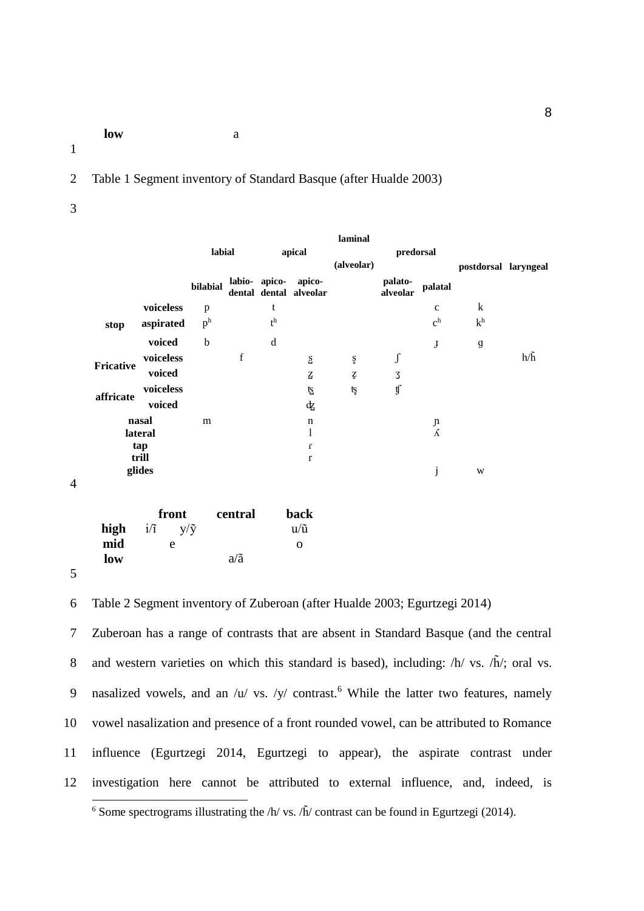| | | |
|---|---|---|
| **low** | | a |

Table 1 Segment inventory of Standard Basque (after Hualde 2003)

| | | **labial** | | **apical** | | **laminal (alveolar)** | **predorsal** | | **postdorsal** | **laryngeal** |
|---|---|---|---|---|---|---|---|---|---|---|
| | | **bilabial** | **labio-dental** | **apico-dental** | **apico-alveolar** | | **palato-alveolar** | **palatal** | | |
| **stop** | **voiceless** | p | | t | | | | c | k | |
| | **aspirated** | pʰ | | tʰ | | | | cʰ | kʰ | |
| | **voiced** | b | | d | | | | ɟ | ɡ | |
| **Fricative** | **voiceless** | | f | | s̺ | s̻ | ʃ | | | h/h̃ |
| | **voiced** | | | | z̺ | z̻ | ʒ | | | |
| **affricate** | **voiceless** | | | | ts̺ | ts̻ | tʃ | | | |
| | **voiced** | | | | dz̺ | | | | | |
| **nasal** | | m | | | n | | | ɲ | | |
| **lateral** | | | | | l | | | ʎ | | |
| **tap** | | | | | ɾ | | | | | |
| **trill** | | | | | r | | | | | |
| **glides** | | | | | | | | j | w | |

| | **front** | | **central** | **back** |
|---|---|---|---|---|
| **high** | i/ĩ | y/ỹ | | u/ũ |
| **mid** | e | | | o |
| **low** | | | a/ã | |

Table 2 Segment inventory of Zuberoan (after Hualde 2003; Egurtzegi 2014)

Zuberoan has a range of contrasts that are absent in Standard Basque (and the central and western varieties on which this standard is based), including: /h/ vs. /h̃/; oral vs. nasalized vowels, and an /u/ vs. /y/ contrast.[6] While the latter two features, namely vowel nasalization and presence of a front rounded vowel, can be attributed to Romance influence (Egurtzegi 2014, Egurtzegi to appear), the aspirate contrast under investigation here cannot be attributed to external influence, and, indeed, is

[6] Some spectrograms illustrating the /h/ vs. /h̃/ contrast can be found in Egurtzegi (2014).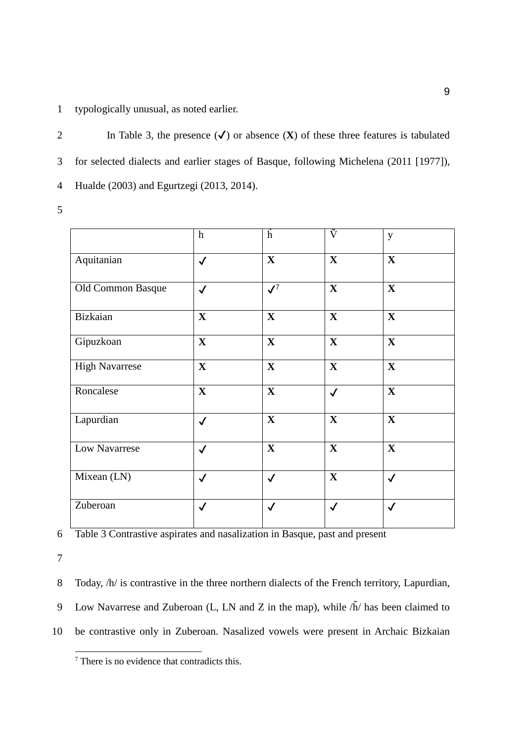typologically unusual, as noted earlier.

In Table 3, the presence (✓) or absence (**X**) of these three features is tabulated for selected dialects and earlier stages of Basque, following Michelena (2011 [1977]), Hualde (2003) and Egurtzegi (2013, 2014).

| | h | h̃ | Ṽ | y |
|---|---|---|---|---|
| Aquitanian | ✓ | **X** | **X** | **X** |
| Old Common Basque | ✓ | ✓[7] | **X** | **X** |
| Bizkaian | **X** | **X** | **X** | **X** |
| Gipuzkoan | **X** | **X** | **X** | **X** |
| High Navarrese | **X** | **X** | **X** | **X** |
| Roncalese | **X** | **X** | ✓ | **X** |
| Lapurdian | ✓ | **X** | **X** | **X** |
| Low Navarrese | ✓ | **X** | **X** | **X** |
| Mixean (LN) | ✓ | ✓ | **X** | ✓ |
| Zuberoan | ✓ | ✓ | ✓ | ✓ |

Table 3 Contrastive aspirates and nasalization in Basque, past and present

Today, /h/ is contrastive in the three northern dialects of the French territory, Lapurdian, Low Navarrese and Zuberoan (L, LN and Z in the map), while /h̃/ has been claimed to be contrastive only in Zuberoan. Nasalized vowels were present in Archaic Bizkaian

[7] There is no evidence that contradicts this.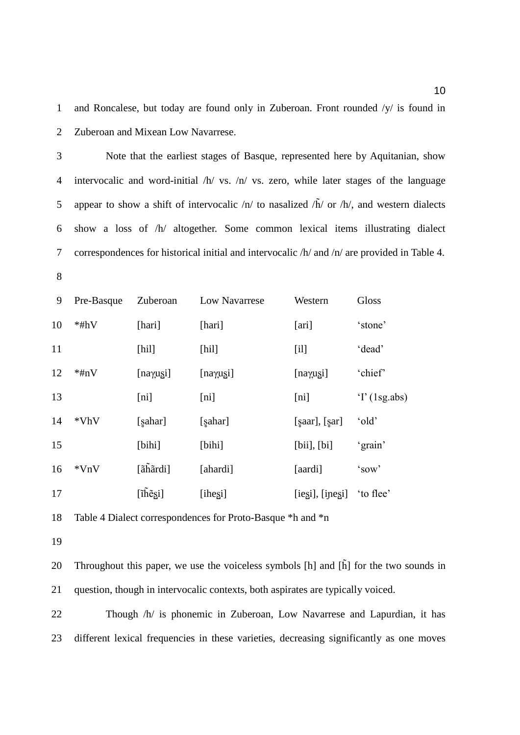and Roncalese, but today are found only in Zuberoan. Front rounded /y/ is found in Zuberoan and Mixean Low Navarrese.

Note that the earliest stages of Basque, represented here by Aquitanian, show intervocalic and word-initial /h/ vs. /n/ vs. zero, while later stages of the language appear to show a shift of intervocalic /n/ to nasalized /h̃/ or /h/, and western dialects show a loss of /h/ altogether. Some common lexical items illustrating dialect correspondences for historical initial and intervocalic /h/ and /n/ are provided in Table 4.

| Pre-Basque | Zuberoan | Low Navarrese | Western | Gloss |
|---|---|---|---|---|
| *#hV | [hari] | [hari] | [ari] | 'stone' |
| | [hil] | [hil] | [il] | 'dead' |
| *#nV | [naɣ̞us̺i] | [naɣ̞us̺i] | [naɣ̞us̺i] | 'chief' |
| | [ni] | [ni] | [ni] | 'I' (1sg.abs) |
| *VhV | [s̺ahar] | [s̺ahar] | [s̺aar], [s̺ar] | 'old' |
| | [bihi] | [bihi] | [bii], [bi] | 'grain' |
| *VnV | [ãh̃ãrdi] | [ahardi] | [aardi] | 'sow' |
| | [ĩh̃ẽs̺i] | [ihes̺i] | [ies̺i], [i̯nes̺i] | 'to flee' |

Table 4 Dialect correspondences for Proto-Basque *h and *n

Throughout this paper, we use the voiceless symbols [h] and [h̃] for the two sounds in question, though in intervocalic contexts, both aspirates are typically voiced.

Though /h/ is phonemic in Zuberoan, Low Navarrese and Lapurdian, it has different lexical frequencies in these varieties, decreasing significantly as one moves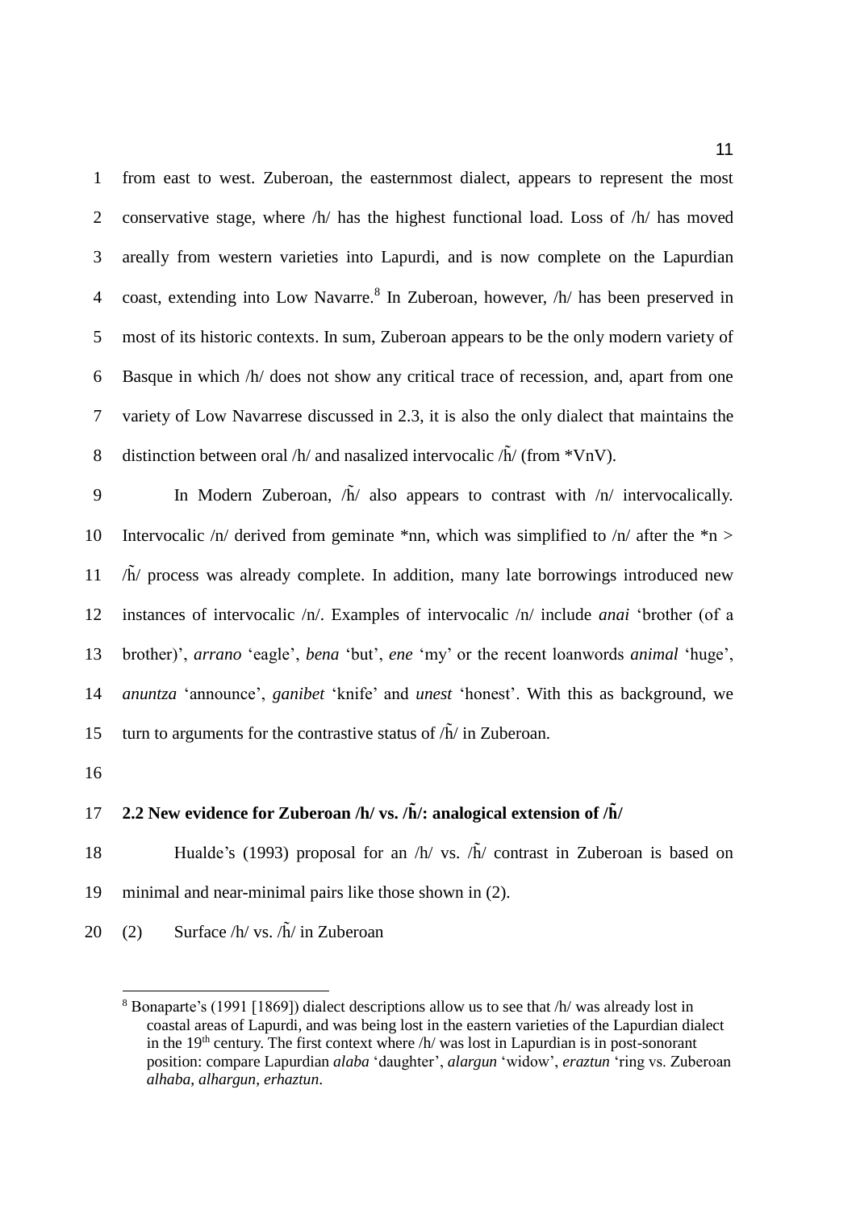from east to west. Zuberoan, the easternmost dialect, appears to represent the most conservative stage, where /h/ has the highest functional load. Loss of /h/ has moved areally from western varieties into Lapurdi, and is now complete on the Lapurdian coast, extending into Low Navarre.[8] In Zuberoan, however, /h/ has been preserved in most of its historic contexts. In sum, Zuberoan appears to be the only modern variety of Basque in which /h/ does not show any critical trace of recession, and, apart from one variety of Low Navarrese discussed in 2.3, it is also the only dialect that maintains the distinction between oral /h/ and nasalized intervocalic /h̃/ (from *VnV).

In Modern Zuberoan, /h̃/ also appears to contrast with /n/ intervocalically. Intervocalic /n/ derived from geminate *nn, which was simplified to /n/ after the *n > /h̃/ process was already complete. In addition, many late borrowings introduced new instances of intervocalic /n/. Examples of intervocalic /n/ include *anai* 'brother (of a brother)', *arrano* 'eagle', *bena* 'but', *ene* 'my' or the recent loanwords *animal* 'huge', *anuntza* 'announce', *ganibet* 'knife' and *unest* 'honest'. With this as background, we turn to arguments for the contrastive status of /h̃/ in Zuberoan.

## 2.2 New evidence for Zuberoan /h/ vs. /h̃/: analogical extension of /h̃/

Hualde's (1993) proposal for an /h/ vs. /h̃/ contrast in Zuberoan is based on minimal and near-minimal pairs like those shown in (2).

(2) Surface /h/ vs. /h̃/ in Zuberoan

[8] Bonaparte's (1991 [1869]) dialect descriptions allow us to see that /h/ was already lost in coastal areas of Lapurdi, and was being lost in the eastern varieties of the Lapurdian dialect in the 19th century. The first context where /h/ was lost in Lapurdian is in post-sonorant position: compare Lapurdian *alaba* 'daughter', *alargun* 'widow', *eraztun* 'ring vs. Zuberoan *alhaba*, *alhargun*, *erhaztun*.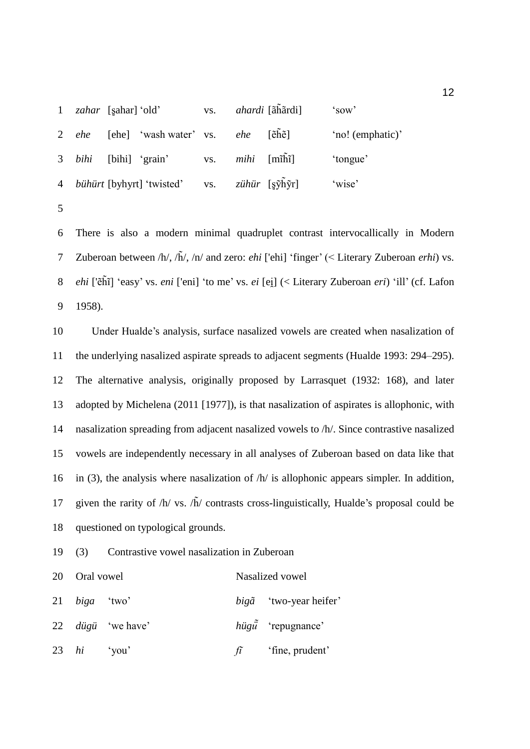| | | | | | |
|---|---|---|---|---|---|
| *zahar* | [s̺ahar] | 'old' | vs. | *ahardi* [ãh̃ãrdi] | 'sow' |
| *ehe* | [ehe] | 'wash water' | vs. | *ehe* [ẽh̃ẽ] | 'no! (emphatic)' |
| *bihi* | [bihi] | 'grain' | vs. | *mihi* [mĩh̃ĩ] | 'tongue' |
| *bühürt* | [byhyrt] | 'twisted' | vs. | *zühür* [s̺ỹh̃ỹr] | 'wise' |

There is also a modern minimal quadruplet contrast intervocallically in Modern Zuberoan between /h/, /h̃/, /n/ and zero: *ehi* ['ehi] 'finger' (< Literary Zuberoan *erhi*) vs. *ehi* ['ẽh̃ĩ] 'easy' vs. *eni* ['eni] 'to me' vs. *ei* [ei̯] (< Literary Zuberoan *eri*) 'ill' (cf. Lafon 1958).

Under Hualde's analysis, surface nasalized vowels are created when nasalization of the underlying nasalized aspirate spreads to adjacent segments (Hualde 1993: 294–295). The alternative analysis, originally proposed by Larrasquet (1932: 168), and later adopted by Michelena (2011 [1977]), is that nasalization of aspirates is allophonic, with nasalization spreading from adjacent nasalized vowels to /h/. Since contrastive nasalized vowels are independently necessary in all analyses of Zuberoan based on data like that in (3), the analysis where nasalization of /h/ is allophonic appears simpler. In addition, given the rarity of /h/ vs. /h̃/ contrasts cross-linguistically, Hualde's proposal could be questioned on typological grounds.

(3) Contrastive vowel nasalization in Zuberoan

| Oral vowel | | Nasalized vowel | |
|---|---|---|---|
| *biga* | 'two' | *bigã* | 'two-year heifer' |
| *dügü* | 'we have' | *hügü̃* | 'repugnance' |
| *hi* | 'you' | *fĩ* | 'fine, prudent' |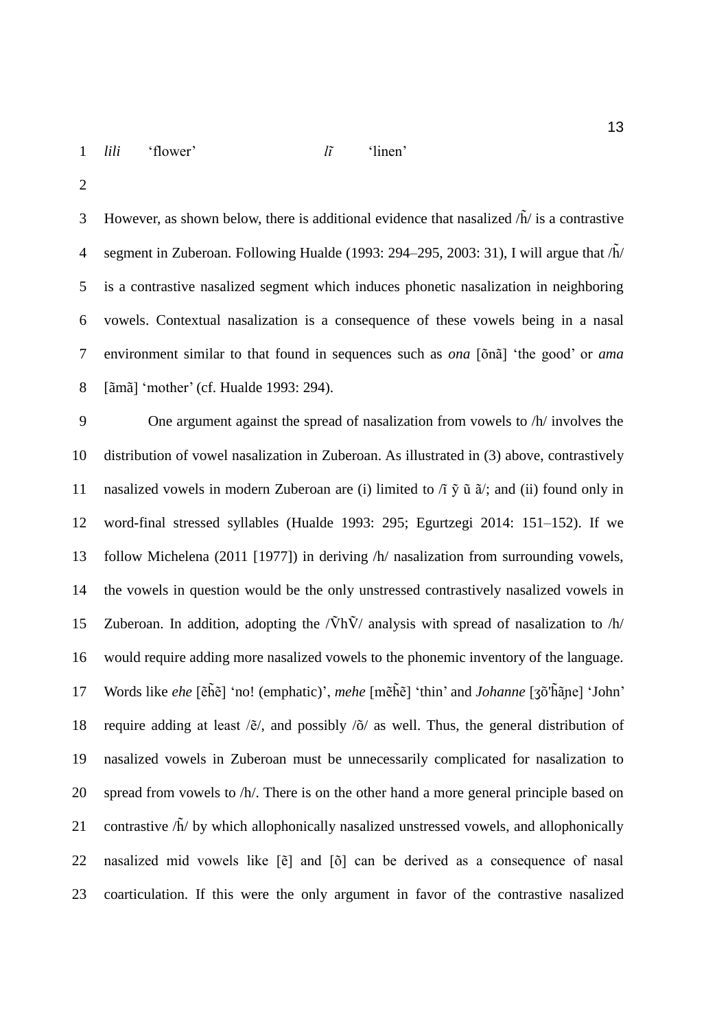*lili* 'flower' *lĩ* 'linen'

However, as shown below, there is additional evidence that nasalized /h̃/ is a contrastive segment in Zuberoan. Following Hualde (1993: 294–295, 2003: 31), I will argue that /h̃/ is a contrastive nasalized segment which induces phonetic nasalization in neighboring vowels. Contextual nasalization is a consequence of these vowels being in a nasal environment similar to that found in sequences such as *ona* [õnã] 'the good' or *ama* [ãmã] 'mother' (cf. Hualde 1993: 294).

One argument against the spread of nasalization from vowels to /h/ involves the distribution of vowel nasalization in Zuberoan. As illustrated in (3) above, contrastively nasalized vowels in modern Zuberoan are (i) limited to /ĩ ỹ ũ ã/; and (ii) found only in word-final stressed syllables (Hualde 1993: 295; Egurtzegi 2014: 151–152). If we follow Michelena (2011 [1977]) in deriving /h/ nasalization from surrounding vowels, the vowels in question would be the only unstressed contrastively nasalized vowels in Zuberoan. In addition, adopting the /ṼhṼ/ analysis with spread of nasalization to /h/ would require adding more nasalized vowels to the phonemic inventory of the language. Words like *ehe* [ẽh̃ẽ] 'no! (emphatic)', *mehe* [mẽh̃ẽ] 'thin' and *Johanne* [ʒõ'h̃ãɲe] 'John' require adding at least /ẽ/, and possibly /õ/ as well. Thus, the general distribution of nasalized vowels in Zuberoan must be unnecessarily complicated for nasalization to spread from vowels to /h/. There is on the other hand a more general principle based on contrastive /h̃/ by which allophonically nasalized unstressed vowels, and allophonically nasalized mid vowels like [ẽ] and [õ] can be derived as a consequence of nasal coarticulation. If this were the only argument in favor of the contrastive nasalized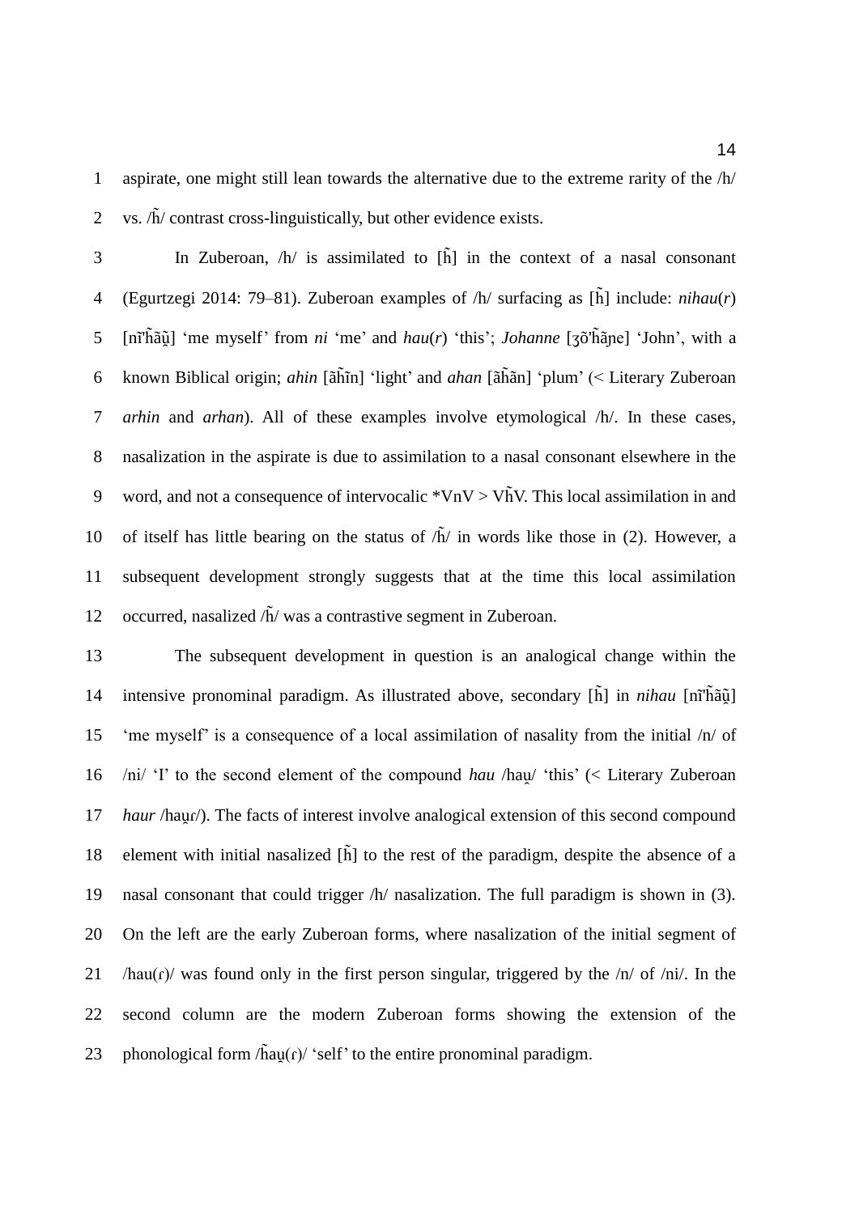aspirate, one might still lean towards the alternative due to the extreme rarity of the /h/ vs. /h̃/ contrast cross-linguistically, but other evidence exists.

In Zuberoan, /h/ is assimilated to [h̃] in the context of a nasal consonant (Egurtzegi 2014: 79–81). Zuberoan examples of /h/ surfacing as [h̃] include: *nihau*(*r*) [nĩˈh̃ãũ̯] 'me myself' from *ni* 'me' and *hau*(*r*) 'this'; *Johanne* [ʒõˈh̃ãɲe] 'John', with a known Biblical origin; *ahin* [ãh̃ĩn] 'light' and *ahan* [ãh̃ãn] 'plum' (< Literary Zuberoan *arhin* and *arhan*). All of these examples involve etymological /h/. In these cases, nasalization in the aspirate is due to assimilation to a nasal consonant elsewhere in the word, and not a consequence of intervocalic *VnV > Vh̃V. This local assimilation in and of itself has little bearing on the status of /h̃/ in words like those in (2). However, a subsequent development strongly suggests that at the time this local assimilation occurred, nasalized /h̃/ was a contrastive segment in Zuberoan.

The subsequent development in question is an analogical change within the intensive pronominal paradigm. As illustrated above, secondary [h̃] in *nihau* [nĩˈh̃ãũ̯] 'me myself' is a consequence of a local assimilation of nasality from the initial /n/ of /ni/ 'I' to the second element of the compound *hau* /hau̯/ 'this' (< Literary Zuberoan *haur* /hau̯ɾ/). The facts of interest involve analogical extension of this second compound element with initial nasalized [h̃] to the rest of the paradigm, despite the absence of a nasal consonant that could trigger /h/ nasalization. The full paradigm is shown in (3). On the left are the early Zuberoan forms, where nasalization of the initial segment of /hau(ɾ)/ was found only in the first person singular, triggered by the /n/ of /ni/. In the second column are the modern Zuberoan forms showing the extension of the phonological form /h̃au̯(ɾ)/ 'self' to the entire pronominal paradigm.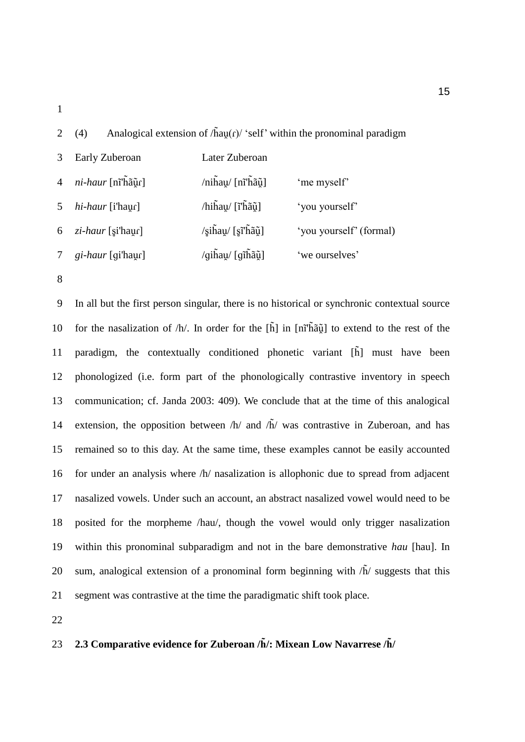(4) Analogical extension of /h̃au̯(ɾ)/ 'self' within the pronominal paradigm

| Early Zuberoan | Later Zuberoan | |
|---|---|---|
| *ni-haur* [nĩ'h̃ãũ̯ɾ] | /nih̃au̯/ [nĩ'h̃ãũ̯] | 'me myself' |
| *hi-haur* [i'hau̯ɾ] | /hih̃au̯/ [ĩ'h̃ãũ̯] | 'you yourself' |
| *zi-haur* [s̺i'hau̯ɾ] | /s̺ih̃au̯/ [s̺ĩ'h̃ãũ̯] | 'you yourself' (formal) |
| *gi-haur* [ɡi'hau̯ɾ] | /ɡih̃au̯/ [ɡĩh̃ãũ̯] | 'we ourselves' |

In all but the first person singular, there is no historical or synchronic contextual source for the nasalization of /h/. In order for the [h̃] in [nĩ'h̃ãũ̯] to extend to the rest of the paradigm, the contextually conditioned phonetic variant [h̃] must have been phonologized (i.e. form part of the phonologically contrastive inventory in speech communication; cf. Janda 2003: 409). We conclude that at the time of this analogical extension, the opposition between /h/ and /h̃/ was contrastive in Zuberoan, and has remained so to this day. At the same time, these examples cannot be easily accounted for under an analysis where /h/ nasalization is allophonic due to spread from adjacent nasalized vowels. Under such an account, an abstract nasalized vowel would need to be posited for the morpheme /hau/, though the vowel would only trigger nasalization within this pronominal subparadigm and not in the bare demonstrative *hau* [hau]. In sum, analogical extension of a pronominal form beginning with /h̃/ suggests that this segment was contrastive at the time the paradigmatic shift took place.

## 2.3 Comparative evidence for Zuberoan /h̃/: Mixean Low Navarrese /h̃/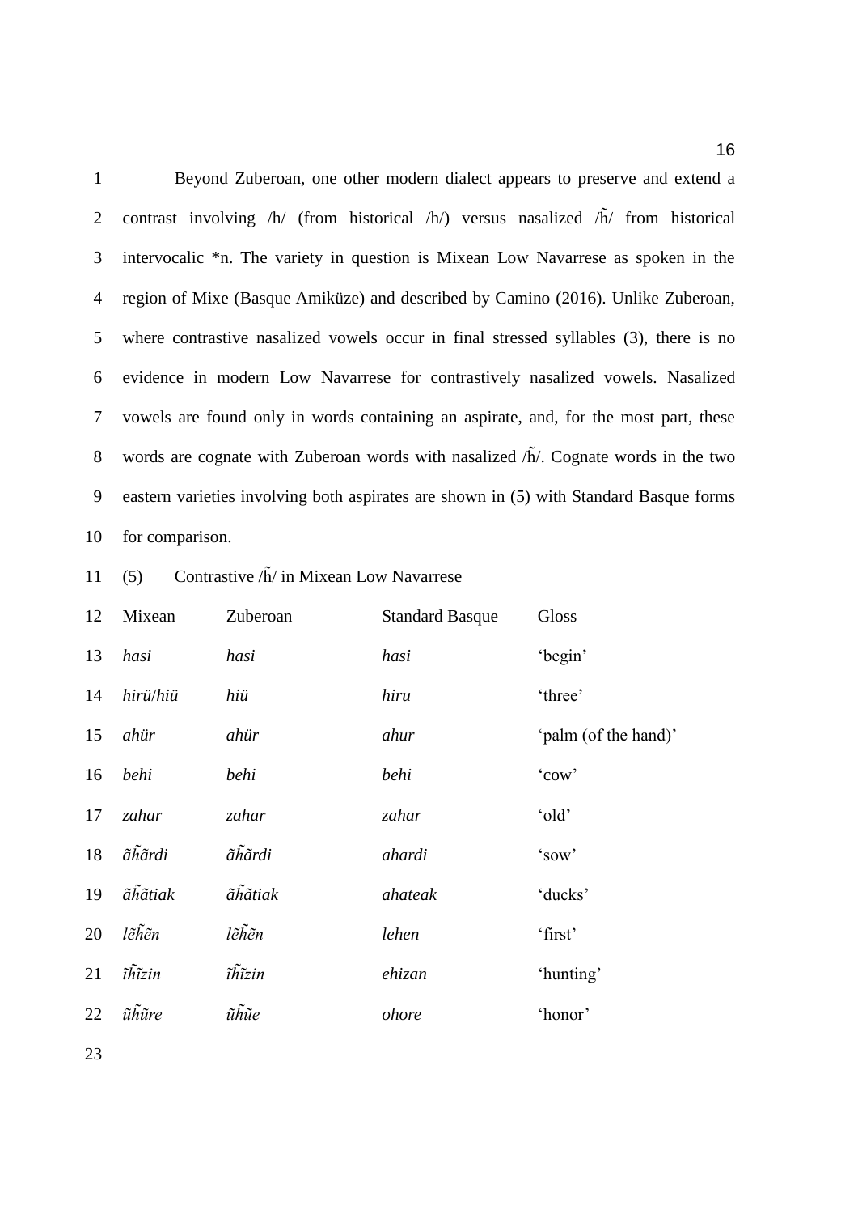Beyond Zuberoan, one other modern dialect appears to preserve and extend a contrast involving /h/ (from historical /h/) versus nasalized /h̃/ from historical intervocalic *n. The variety in question is Mixean Low Navarrese as spoken in the region of Mixe (Basque Amiküze) and described by Camino (2016). Unlike Zuberoan, where contrastive nasalized vowels occur in final stressed syllables (3), there is no evidence in modern Low Navarrese for contrastively nasalized vowels. Nasalized vowels are found only in words containing an aspirate, and, for the most part, these words are cognate with Zuberoan words with nasalized /h̃/. Cognate words in the two eastern varieties involving both aspirates are shown in (5) with Standard Basque forms for comparison.

(5) Contrastive /h̃/ in Mixean Low Navarrese

| Mixean | Zuberoan | Standard Basque | Gloss |
|---|---|---|---|
| *hasi* | *hasi* | *hasi* | 'begin' |
| *hirü/hiü* | *hiü* | *hiru* | 'three' |
| *ahür* | *ahür* | *ahur* | 'palm (of the hand)' |
| *behi* | *behi* | *behi* | 'cow' |
| *zahar* | *zahar* | *zahar* | 'old' |
| *ãh̃ãrdi* | *ãh̃ãrdi* | *ahardi* | 'sow' |
| *ãh̃ãtiak* | *ãh̃ãtiak* | *ahateak* | 'ducks' |
| *lẽh̃ẽn* | *lẽh̃ẽn* | *lehen* | 'first' |
| *ĩh̃ĩzin* | *ĩh̃ĩzin* | *ehizan* | 'hunting' |
| *ũh̃ũre* | *ũh̃ũe* | *ohore* | 'honor' |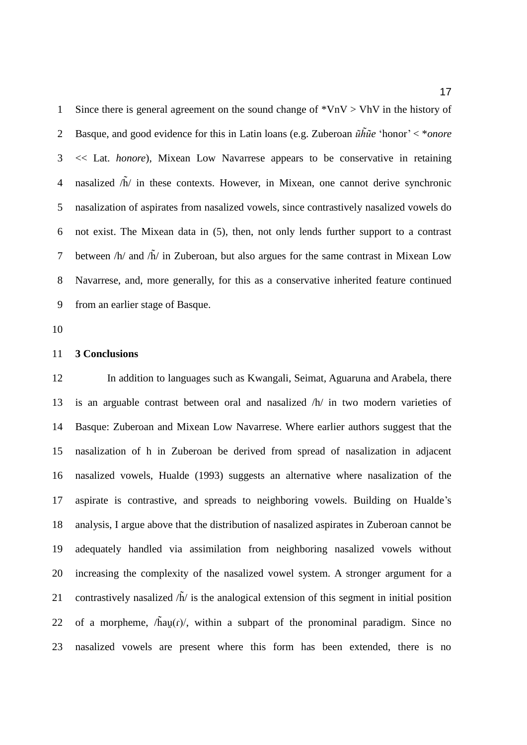Since there is general agreement on the sound change of *VnV > VhV in the history of Basque, and good evidence for this in Latin loans (e.g. Zuberoan *ũh̃ũe* 'honor' < **onore* << Lat. *honore*), Mixean Low Navarrese appears to be conservative in retaining nasalized /h̃/ in these contexts. However, in Mixean, one cannot derive synchronic nasalization of aspirates from nasalized vowels, since contrastively nasalized vowels do not exist. The Mixean data in (5), then, not only lends further support to a contrast between /h/ and /h̃/ in Zuberoan, but also argues for the same contrast in Mixean Low Navarrese, and, more generally, for this as a conservative inherited feature continued from an earlier stage of Basque.

## 3 Conclusions

In addition to languages such as Kwangali, Seimat, Aguaruna and Arabela, there is an arguable contrast between oral and nasalized /h/ in two modern varieties of Basque: Zuberoan and Mixean Low Navarrese. Where earlier authors suggest that the nasalization of h in Zuberoan be derived from spread of nasalization in adjacent nasalized vowels, Hualde (1993) suggests an alternative where nasalization of the aspirate is contrastive, and spreads to neighboring vowels. Building on Hualde's analysis, I argue above that the distribution of nasalized aspirates in Zuberoan cannot be adequately handled via assimilation from neighboring nasalized vowels without increasing the complexity of the nasalized vowel system. A stronger argument for a contrastively nasalized /h̃/ is the analogical extension of this segment in initial position of a morpheme, /h̃au̯(ɾ)/, within a subpart of the pronominal paradigm. Since no nasalized vowels are present where this form has been extended, there is no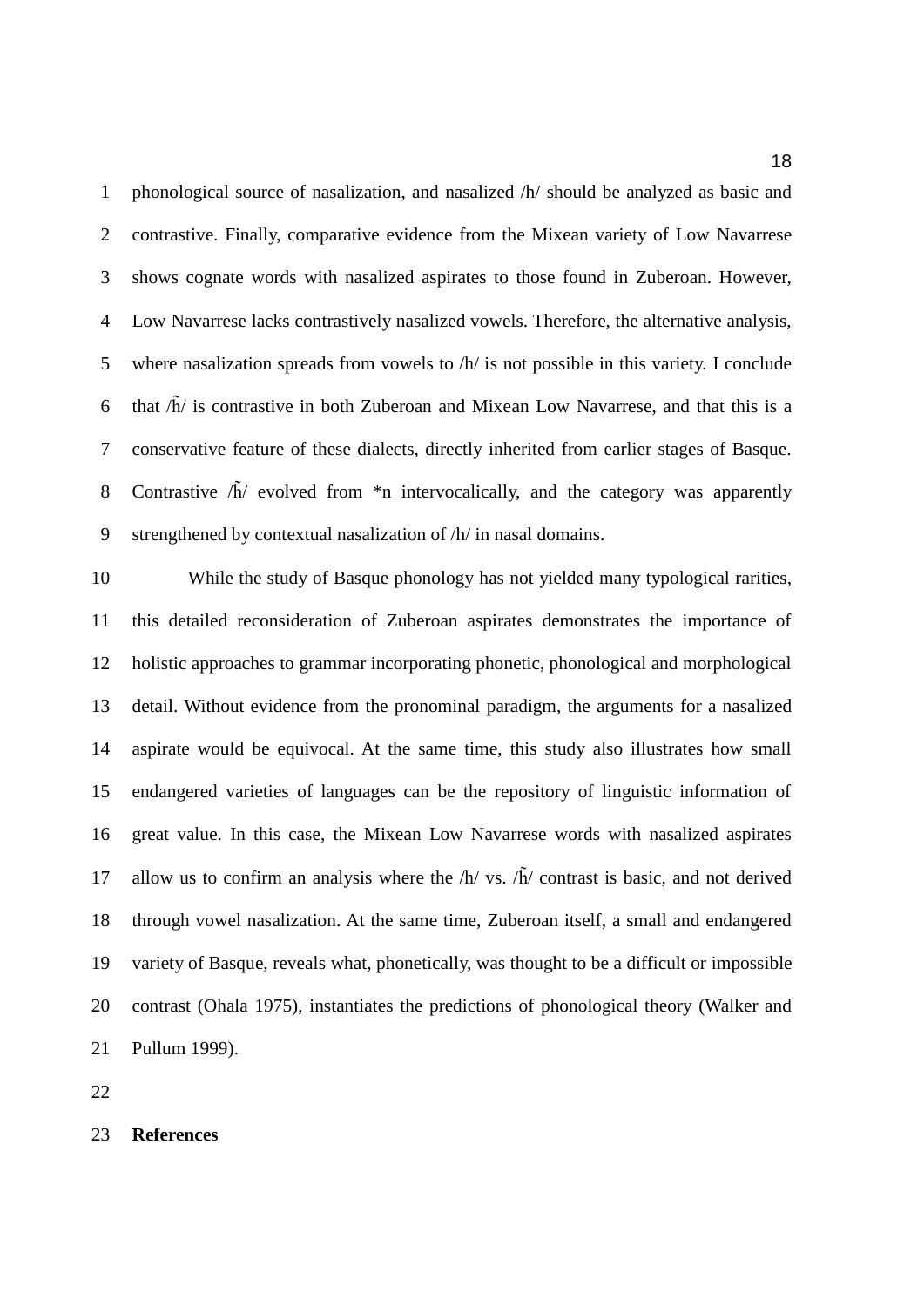phonological source of nasalization, and nasalized /h/ should be analyzed as basic and contrastive. Finally, comparative evidence from the Mixean variety of Low Navarrese shows cognate words with nasalized aspirates to those found in Zuberoan. However, Low Navarrese lacks contrastively nasalized vowels. Therefore, the alternative analysis, where nasalization spreads from vowels to /h/ is not possible in this variety. I conclude that /h̃/ is contrastive in both Zuberoan and Mixean Low Navarrese, and that this is a conservative feature of these dialects, directly inherited from earlier stages of Basque. Contrastive /h̃/ evolved from *n intervocalically, and the category was apparently strengthened by contextual nasalization of /h/ in nasal domains.

While the study of Basque phonology has not yielded many typological rarities, this detailed reconsideration of Zuberoan aspirates demonstrates the importance of holistic approaches to grammar incorporating phonetic, phonological and morphological detail. Without evidence from the pronominal paradigm, the arguments for a nasalized aspirate would be equivocal. At the same time, this study also illustrates how small endangered varieties of languages can be the repository of linguistic information of great value. In this case, the Mixean Low Navarrese words with nasalized aspirates allow us to confirm an analysis where the /h/ vs. /h̃/ contrast is basic, and not derived through vowel nasalization. At the same time, Zuberoan itself, a small and endangered variety of Basque, reveals what, phonetically, was thought to be a difficult or impossible contrast (Ohala 1975), instantiates the predictions of phonological theory (Walker and Pullum 1999).

**References**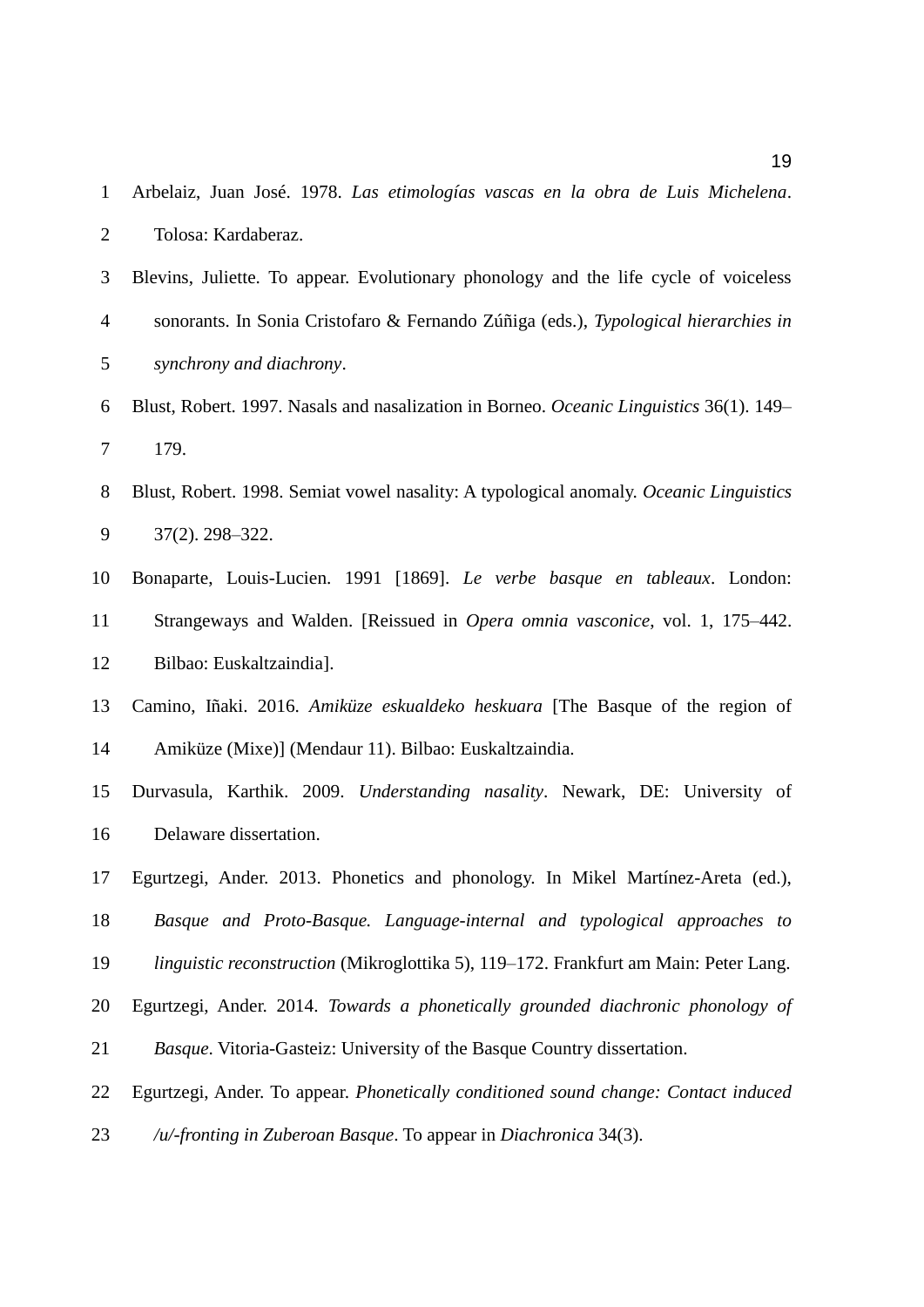Arbelaiz, Juan José. 1978. *Las etimologías vascas en la obra de Luis Michelena*. Tolosa: Kardaberaz.

Blevins, Juliette. To appear. Evolutionary phonology and the life cycle of voiceless sonorants. In Sonia Cristofaro & Fernando Zúñiga (eds.), *Typological hierarchies in synchrony and diachrony*.

Blust, Robert. 1997. Nasals and nasalization in Borneo. *Oceanic Linguistics* 36(1). 149–179.

Blust, Robert. 1998. Semiat vowel nasality: A typological anomaly. *Oceanic Linguistics* 37(2). 298–322.

Bonaparte, Louis-Lucien. 1991 [1869]. *Le verbe basque en tableaux*. London: Strangeways and Walden. [Reissued in *Opera omnia vasconice*, vol. 1, 175–442. Bilbao: Euskaltzaindia].

Camino, Iñaki. 2016. *Amiküze eskualdeko heskuara* [The Basque of the region of Amiküze (Mixe)] (Mendaur 11). Bilbao: Euskaltzaindia.

Durvasula, Karthik. 2009. *Understanding nasality*. Newark, DE: University of Delaware dissertation.

Egurtzegi, Ander. 2013. Phonetics and phonology. In Mikel Martínez-Areta (ed.), *Basque and Proto-Basque. Language-internal and typological approaches to linguistic reconstruction* (Mikroglottika 5), 119–172. Frankfurt am Main: Peter Lang.

Egurtzegi, Ander. 2014. *Towards a phonetically grounded diachronic phonology of Basque*. Vitoria-Gasteiz: University of the Basque Country dissertation.

Egurtzegi, Ander. To appear. *Phonetically conditioned sound change: Contact induced /u/-fronting in Zuberoan Basque*. To appear in *Diachronica* 34(3).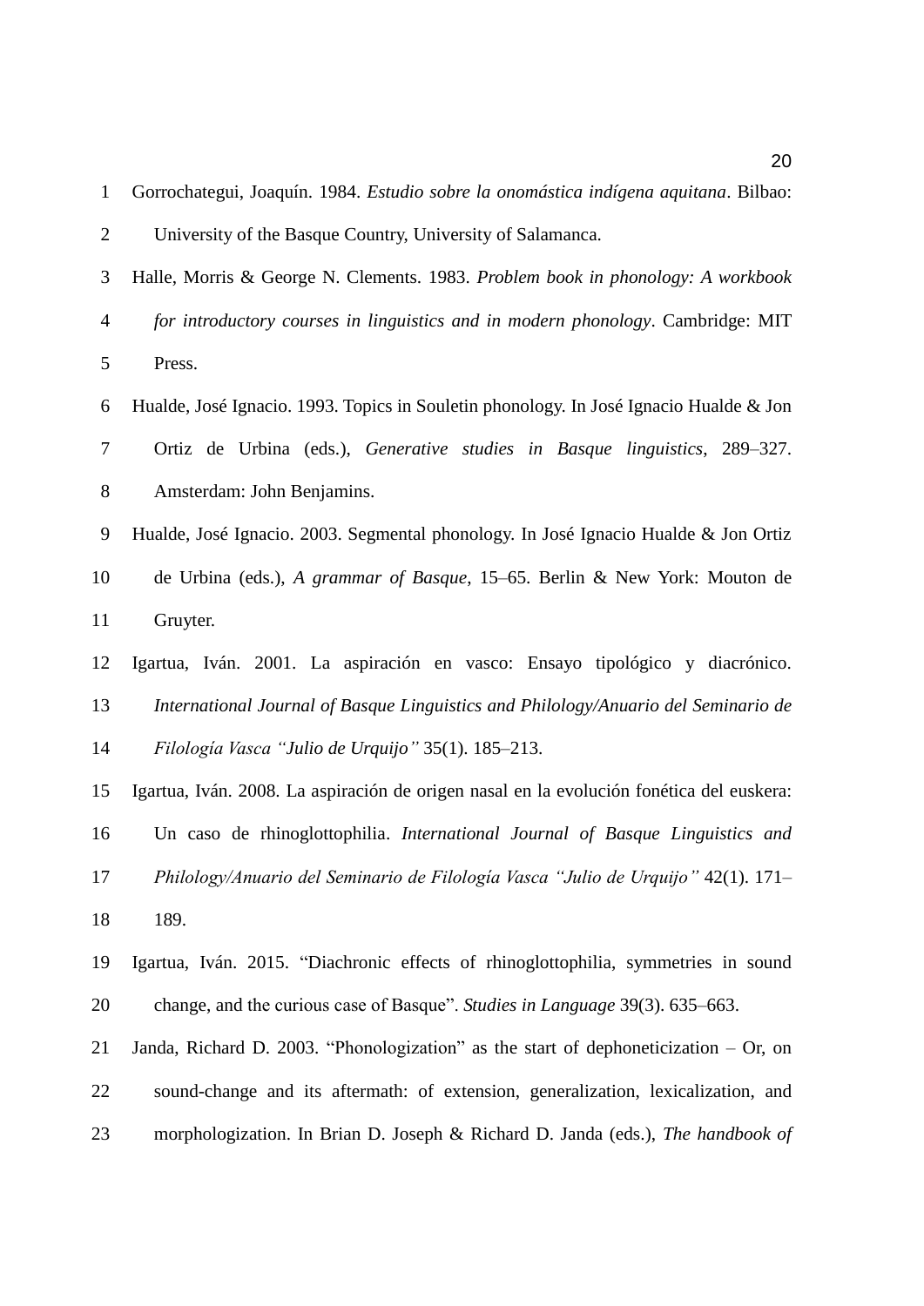Gorrochategui, Joaquín. 1984. *Estudio sobre la onomástica indígena aquitana*. Bilbao: University of the Basque Country, University of Salamanca.

Halle, Morris & George N. Clements. 1983. *Problem book in phonology: A workbook for introductory courses in linguistics and in modern phonology*. Cambridge: MIT Press.

Hualde, José Ignacio. 1993. Topics in Souletin phonology. In José Ignacio Hualde & Jon Ortiz de Urbina (eds.), *Generative studies in Basque linguistics*, 289–327. Amsterdam: John Benjamins.

Hualde, José Ignacio. 2003. Segmental phonology. In José Ignacio Hualde & Jon Ortiz de Urbina (eds.), *A grammar of Basque*, 15–65. Berlin & New York: Mouton de Gruyter.

Igartua, Iván. 2001. La aspiración en vasco: Ensayo tipológico y diacrónico. *International Journal of Basque Linguistics and Philology/Anuario del Seminario de Filología Vasca "Julio de Urquijo"* 35(1). 185–213.

Igartua, Iván. 2008. La aspiración de origen nasal en la evolución fonética del euskera: Un caso de rhinoglottophilia. *International Journal of Basque Linguistics and Philology/Anuario del Seminario de Filología Vasca "Julio de Urquijo"* 42(1). 171–189.

Igartua, Iván. 2015. "Diachronic effects of rhinoglottophilia, symmetries in sound change, and the curious case of Basque". *Studies in Language* 39(3). 635–663.

Janda, Richard D. 2003. "Phonologization" as the start of dephoneticization – Or, on sound-change and its aftermath: of extension, generalization, lexicalization, and morphologization. In Brian D. Joseph & Richard D. Janda (eds.), *The handbook of*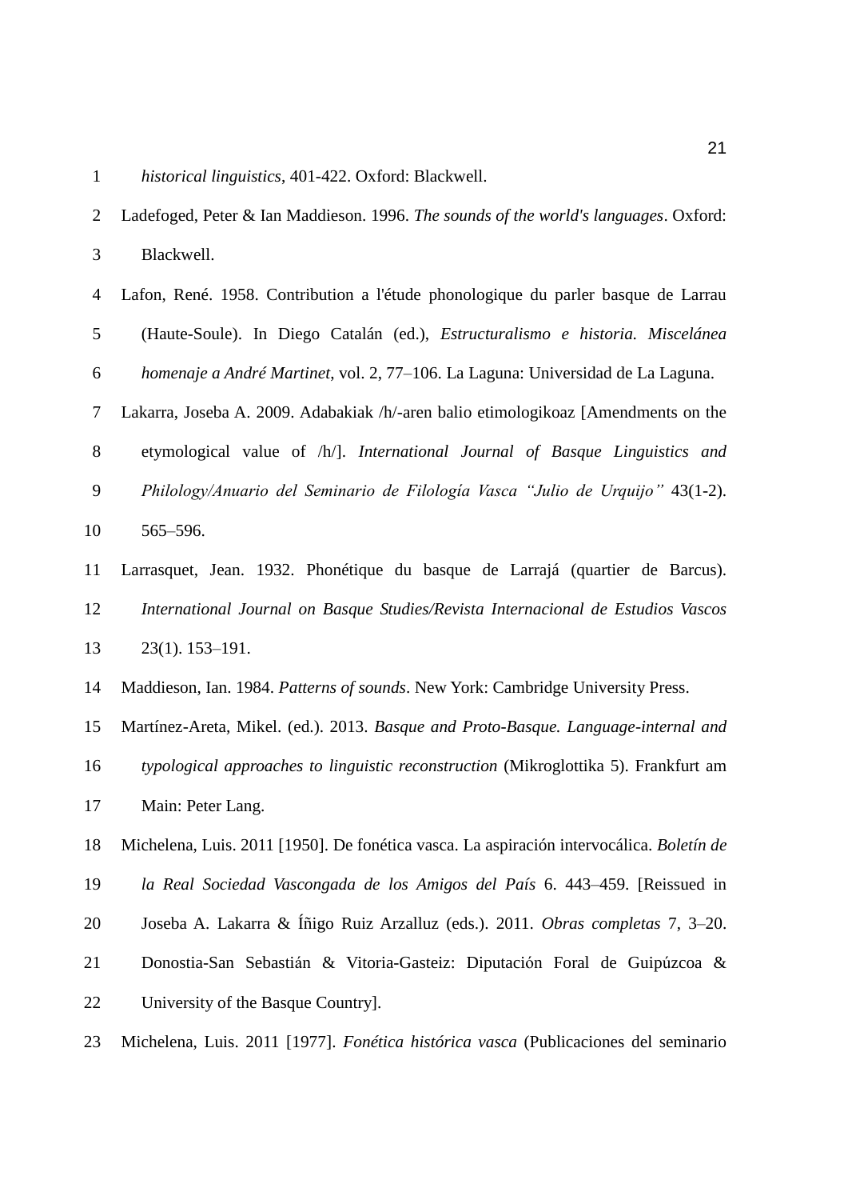*historical linguistics*, 401-422. Oxford: Blackwell.

Ladefoged, Peter & Ian Maddieson. 1996. *The sounds of the world's languages*. Oxford: Blackwell.

Lafon, René. 1958. Contribution a l'étude phonologique du parler basque de Larrau (Haute-Soule). In Diego Catalán (ed.), *Estructuralismo e historia. Miscelánea homenaje a André Martinet*, vol. 2, 77–106. La Laguna: Universidad de La Laguna.

Lakarra, Joseba A. 2009. Adabakiak /h/-aren balio etimologikoaz [Amendments on the etymological value of /h/]. *International Journal of Basque Linguistics and Philology/Anuario del Seminario de Filología Vasca "Julio de Urquijo"* 43(1-2). 565–596.

Larrasquet, Jean. 1932. Phonétique du basque de Larrajá (quartier de Barcus). *International Journal on Basque Studies/Revista Internacional de Estudios Vascos* 23(1). 153–191.

Maddieson, Ian. 1984. *Patterns of sounds*. New York: Cambridge University Press.

Martínez-Areta, Mikel. (ed.). 2013. *Basque and Proto-Basque. Language-internal and typological approaches to linguistic reconstruction* (Mikroglottika 5). Frankfurt am Main: Peter Lang.

Michelena, Luis. 2011 [1950]. De fonética vasca. La aspiración intervocálica. *Boletín de la Real Sociedad Vascongada de los Amigos del País* 6. 443–459. [Reissued in Joseba A. Lakarra & Íñigo Ruiz Arzalluz (eds.). 2011. *Obras completas* 7, 3–20. Donostia-San Sebastián & Vitoria-Gasteiz: Diputación Foral de Guipúzcoa & University of the Basque Country].

Michelena, Luis. 2011 [1977]. *Fonética histórica vasca* (Publicaciones del seminario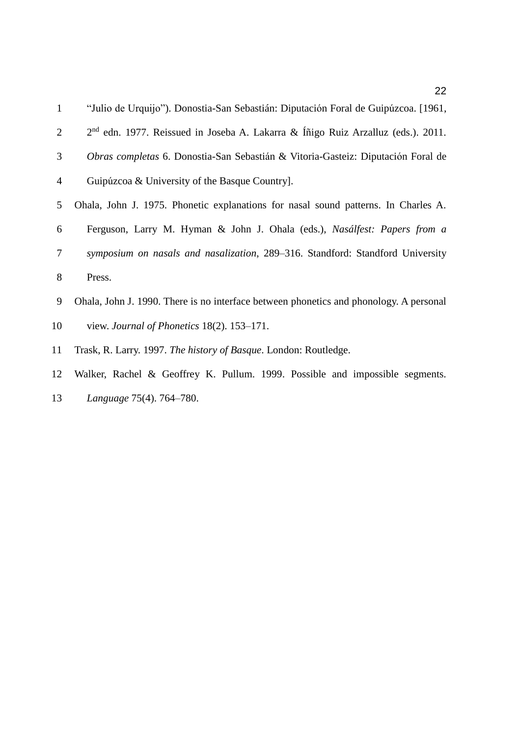“Julio de Urquijo”). Donostia-San Sebastián: Diputación Foral de Guipúzcoa. [1961, 2nd edn. 1977. Reissued in Joseba A. Lakarra & Íñigo Ruiz Arzalluz (eds.). 2011. *Obras completas* 6. Donostia-San Sebastián & Vitoria-Gasteiz: Diputación Foral de Guipúzcoa & University of the Basque Country].

Ohala, John J. 1975. Phonetic explanations for nasal sound patterns. In Charles A. Ferguson, Larry M. Hyman & John J. Ohala (eds.), *Nasálfest: Papers from a symposium on nasals and nasalization*, 289–316. Standford: Standford University Press.

Ohala, John J. 1990. There is no interface between phonetics and phonology. A personal view. *Journal of Phonetics* 18(2). 153–171.

Trask, R. Larry. 1997. *The history of Basque*. London: Routledge.

Walker, Rachel & Geoffrey K. Pullum. 1999. Possible and impossible segments. *Language* 75(4). 764–780.